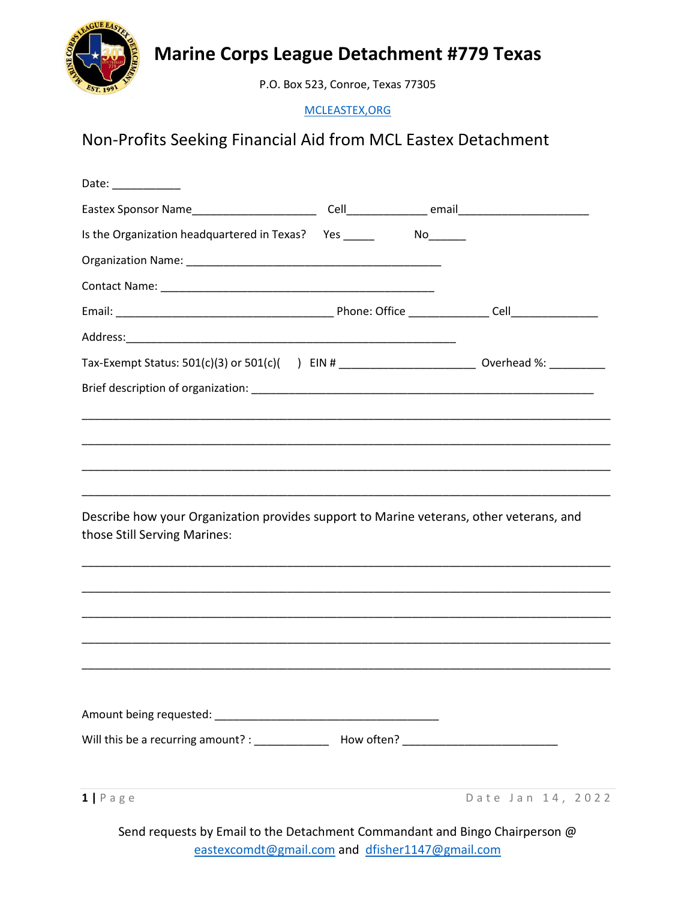# Marine Corps League Detachment #779 Texas

P.O. Box 523, Conroe, Texas 77305

MCLEASTEX,ORG

## Non-Profits Seeking Financial Aid from MCL Eastex Detachment

Date: ___________

Eastex Sponsor Name____________________ Cell_____________ email_____________________

Is the Organization headquartered in Texas? Yes _____ No______

Organization Name: __________________________________________

Contact Name: ____________________________________________

Email: ___________________________________ Phone: Office _____________ Cell______________

Address:_____________________________________________________

Tax-Exempt Status: 501(c)(3) or 501(c)( ) EIN # ______________________ Overhead %: _________

Brief description of organization: _________________________________________________________

_____________________________________________________________________________________

_____________________________________________________________________________________

_____________________________________________________________________________________

_____________________________________________________________________________________

Describe how your Organization provides support to Marine veterans, other veterans, and those Still Serving Marines:

_____________________________________________________________________________________

_____________________________________________________________________________________

_____________________________________________________________________________________

_____________________________________________________________________________________

_____________________________________________________________________________________

Amount being requested: ____________________________________

Will this be a recurring amount? : ____________ How often? ________________________

Date Jan 14, 2022

Send requests by Email to the Detachment Commandant and Bingo Chairperson @ eastexcomdt@gmail.com and dfisher1147@gmail.com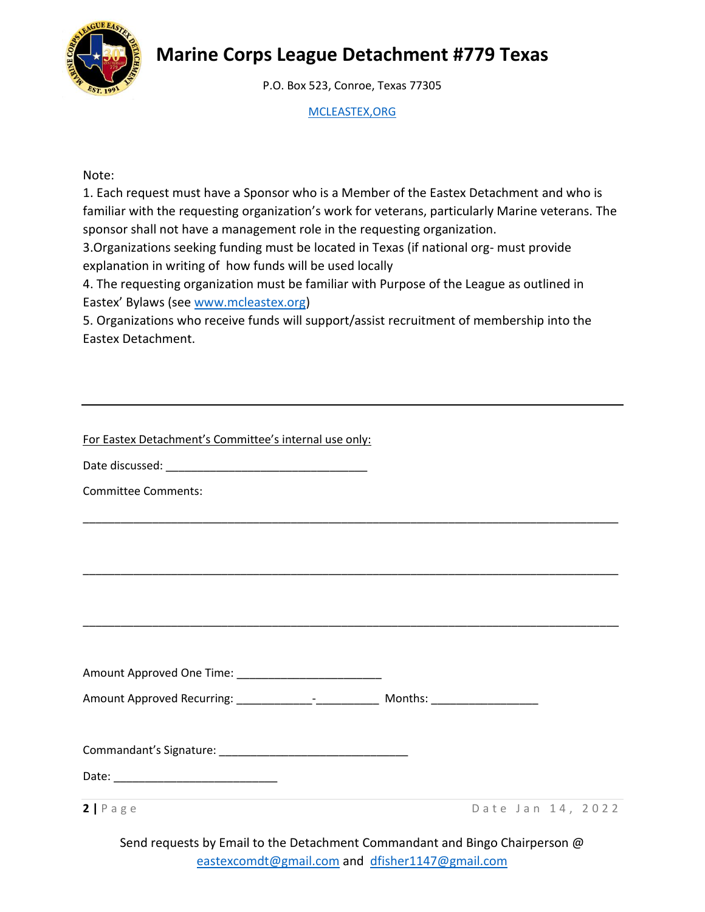# Marine Corps League Detachment #779 Texas

P.O. Box 523, Conroe, Texas 77305

MCLEASTEX,ORG

Note:

1. Each request must have a Sponsor who is a Member of the Eastex Detachment and who is familiar with the requesting organization's work for veterans, particularly Marine veterans. The sponsor shall not have a management role in the requesting organization.

3.Organizations seeking funding must be located in Texas (if national org- must provide explanation in writing of how funds will be used locally

4. The requesting organization must be familiar with Purpose of the League as outlined in Eastex' Bylaws (see www.mcleastex.org)

5. Organizations who receive funds will support/assist recruitment of membership into the Eastex Detachment.

---

For Eastex Detachment's Committee's internal use only:

Date discussed: ________________________________

Committee Comments:

________________________________________________________________________________

________________________________________________________________________________

________________________________________________________________________________

Amount Approved One Time: ______________________

Amount Approved Recurring: ____________-__________ Months: ________________

Commandant's Signature: ______________________________

Date: __________________________

Date Jan 14, 2022

Send requests by Email to the Detachment Commandant and Bingo Chairperson @ eastexcomdt@gmail.com and dfisher1147@gmail.com